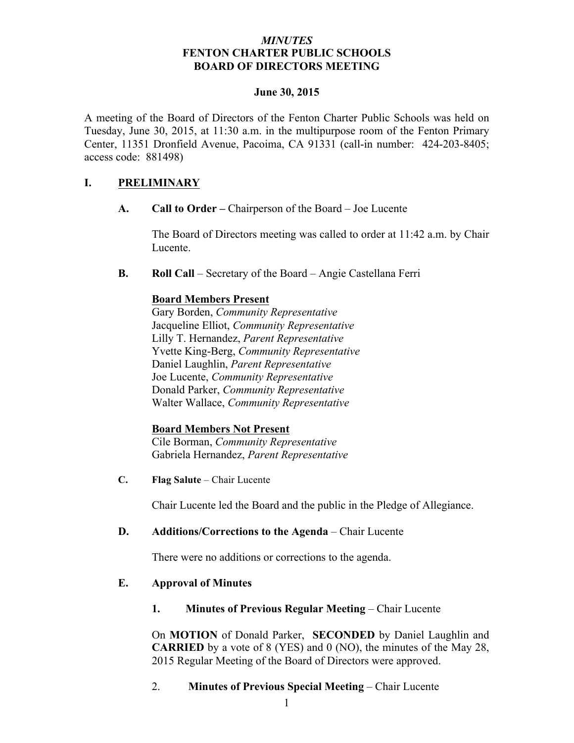*MINUTES*
**FENTON CHARTER PUBLIC SCHOOLS**
**BOARD OF DIRECTORS MEETING**

**June 30, 2015**

A meeting of the Board of Directors of the Fenton Charter Public Schools was held on Tuesday, June 30, 2015, at 11:30 a.m. in the multipurpose room of the Fenton Primary Center, 11351 Dronfield Avenue, Pacoima, CA 91331 (call-in number: 424-203-8405; access code: 881498)

## I. PRELIMINARY

### A. Call to Order – Chairperson of the Board – Joe Lucente

The Board of Directors meeting was called to order at 11:42 a.m. by Chair Lucente.

### B. Roll Call – Secretary of the Board – Angie Castellana Ferri

**Board Members Present**

Gary Borden, *Community Representative*
Jacqueline Elliot, *Community Representative*
Lilly T. Hernandez, *Parent Representative*
Yvette King-Berg, *Community Representative*
Daniel Laughlin, *Parent Representative*
Joe Lucente, *Community Representative*
Donald Parker, *Community Representative*
Walter Wallace, *Community Representative*

**Board Members Not Present**

Cile Borman, *Community Representative*
Gabriela Hernandez, *Parent Representative*

### C. Flag Salute – Chair Lucente

Chair Lucente led the Board and the public in the Pledge of Allegiance.

### D. Additions/Corrections to the Agenda – Chair Lucente

There were no additions or corrections to the agenda.

### E. Approval of Minutes

**1. Minutes of Previous Regular Meeting** – Chair Lucente

On **MOTION** of Donald Parker, **SECONDED** by Daniel Laughlin and **CARRIED** by a vote of 8 (YES) and 0 (NO), the minutes of the May 28, 2015 Regular Meeting of the Board of Directors were approved.

2. **Minutes of Previous Special Meeting** – Chair Lucente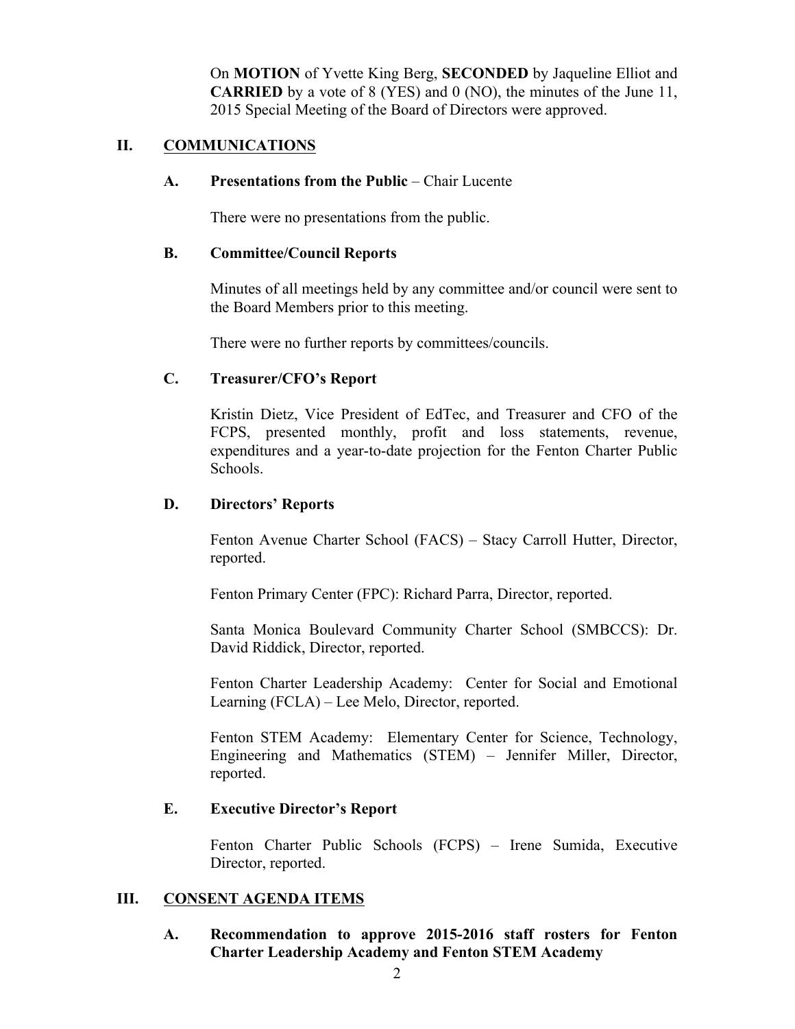On **MOTION** of Yvette King Berg, **SECONDED** by Jaqueline Elliot and **CARRIED** by a vote of 8 (YES) and 0 (NO), the minutes of the June 11, 2015 Special Meeting of the Board of Directors were approved.

## II. COMMUNICATIONS

### A. Presentations from the Public – Chair Lucente

There were no presentations from the public.

### B. Committee/Council Reports

Minutes of all meetings held by any committee and/or council were sent to the Board Members prior to this meeting.

There were no further reports by committees/councils.

### C. Treasurer/CFO's Report

Kristin Dietz, Vice President of EdTec, and Treasurer and CFO of the FCPS, presented monthly, profit and loss statements, revenue, expenditures and a year-to-date projection for the Fenton Charter Public Schools.

### D. Directors' Reports

Fenton Avenue Charter School (FACS) – Stacy Carroll Hutter, Director, reported.

Fenton Primary Center (FPC): Richard Parra, Director, reported.

Santa Monica Boulevard Community Charter School (SMBCCS): Dr. David Riddick, Director, reported.

Fenton Charter Leadership Academy: Center for Social and Emotional Learning (FCLA) – Lee Melo, Director, reported.

Fenton STEM Academy: Elementary Center for Science, Technology, Engineering and Mathematics (STEM) – Jennifer Miller, Director, reported.

### E. Executive Director's Report

Fenton Charter Public Schools (FCPS) – Irene Sumida, Executive Director, reported.

## III. CONSENT AGENDA ITEMS

### A. Recommendation to approve 2015-2016 staff rosters for Fenton Charter Leadership Academy and Fenton STEM Academy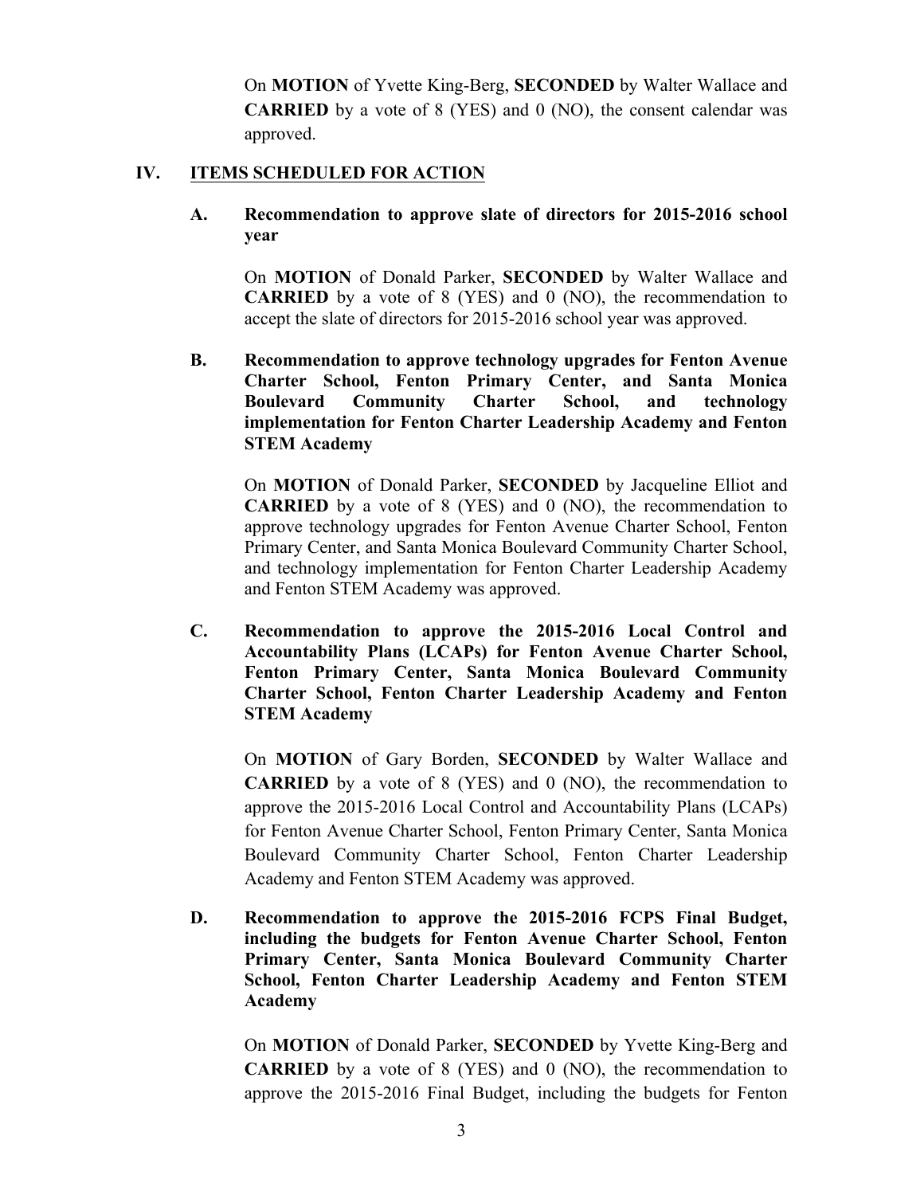On **MOTION** of Yvette King-Berg, **SECONDED** by Walter Wallace and **CARRIED** by a vote of 8 (YES) and 0 (NO), the consent calendar was approved.

## IV. ITEMS SCHEDULED FOR ACTION

**A. Recommendation to approve slate of directors for 2015-2016 school year**

On **MOTION** of Donald Parker, **SECONDED** by Walter Wallace and **CARRIED** by a vote of 8 (YES) and 0 (NO), the recommendation to accept the slate of directors for 2015-2016 school year was approved.

**B. Recommendation to approve technology upgrades for Fenton Avenue Charter School, Fenton Primary Center, and Santa Monica Boulevard Community Charter School, and technology implementation for Fenton Charter Leadership Academy and Fenton STEM Academy**

On **MOTION** of Donald Parker, **SECONDED** by Jacqueline Elliot and **CARRIED** by a vote of 8 (YES) and 0 (NO), the recommendation to approve technology upgrades for Fenton Avenue Charter School, Fenton Primary Center, and Santa Monica Boulevard Community Charter School, and technology implementation for Fenton Charter Leadership Academy and Fenton STEM Academy was approved.

**C. Recommendation to approve the 2015-2016 Local Control and Accountability Plans (LCAPs) for Fenton Avenue Charter School, Fenton Primary Center, Santa Monica Boulevard Community Charter School, Fenton Charter Leadership Academy and Fenton STEM Academy**

On **MOTION** of Gary Borden, **SECONDED** by Walter Wallace and **CARRIED** by a vote of 8 (YES) and 0 (NO), the recommendation to approve the 2015-2016 Local Control and Accountability Plans (LCAPs) for Fenton Avenue Charter School, Fenton Primary Center, Santa Monica Boulevard Community Charter School, Fenton Charter Leadership Academy and Fenton STEM Academy was approved.

**D. Recommendation to approve the 2015-2016 FCPS Final Budget, including the budgets for Fenton Avenue Charter School, Fenton Primary Center, Santa Monica Boulevard Community Charter School, Fenton Charter Leadership Academy and Fenton STEM Academy**

On **MOTION** of Donald Parker, **SECONDED** by Yvette King-Berg and **CARRIED** by a vote of 8 (YES) and 0 (NO), the recommendation to approve the 2015-2016 Final Budget, including the budgets for Fenton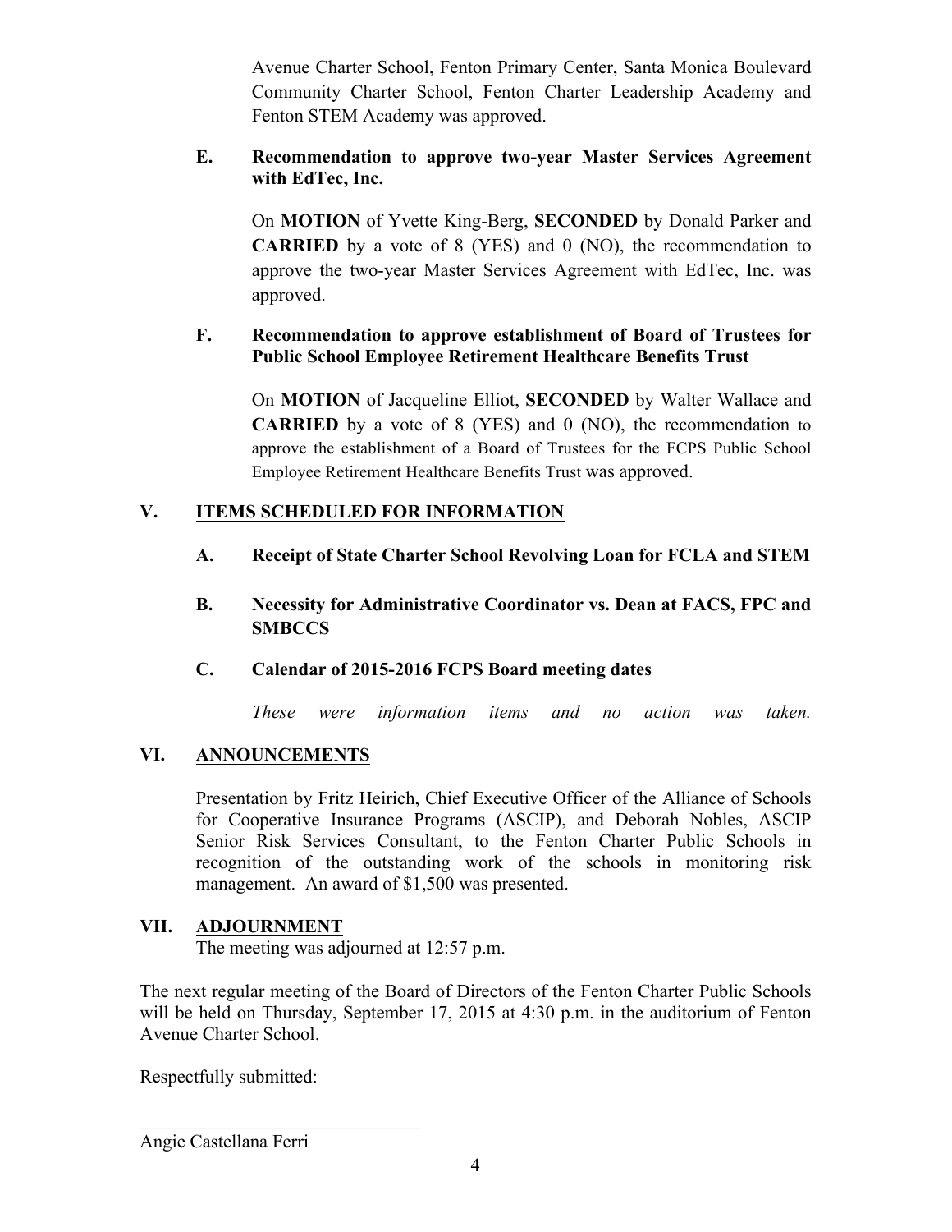Avenue Charter School, Fenton Primary Center, Santa Monica Boulevard Community Charter School, Fenton Charter Leadership Academy and Fenton STEM Academy was approved.

**E. Recommendation to approve two-year Master Services Agreement with EdTec, Inc.**

On **MOTION** of Yvette King-Berg, **SECONDED** by Donald Parker and **CARRIED** by a vote of 8 (YES) and 0 (NO), the recommendation to approve the two-year Master Services Agreement with EdTec, Inc. was approved.

**F. Recommendation to approve establishment of Board of Trustees for Public School Employee Retirement Healthcare Benefits Trust**

On **MOTION** of Jacqueline Elliot, **SECONDED** by Walter Wallace and **CARRIED** by a vote of 8 (YES) and 0 (NO), the recommendation to approve the establishment of a Board of Trustees for the FCPS Public School Employee Retirement Healthcare Benefits Trust was approved.

## V. ITEMS SCHEDULED FOR INFORMATION

**A. Receipt of State Charter School Revolving Loan for FCLA and STEM**

**B. Necessity for Administrative Coordinator vs. Dean at FACS, FPC and SMBCCS**

**C. Calendar of 2015-2016 FCPS Board meeting dates**

*These were information items and no action was taken.*

## VI. ANNOUNCEMENTS

Presentation by Fritz Heirich, Chief Executive Officer of the Alliance of Schools for Cooperative Insurance Programs (ASCIP), and Deborah Nobles, ASCIP Senior Risk Services Consultant, to the Fenton Charter Public Schools in recognition of the outstanding work of the schools in monitoring risk management. An award of $1,500 was presented.

## VII. ADJOURNMENT

The meeting was adjourned at 12:57 p.m.

The next regular meeting of the Board of Directors of the Fenton Charter Public Schools will be held on Thursday, September 17, 2015 at 4:30 p.m. in the auditorium of Fenton Avenue Charter School.

Respectfully submitted:

\_\_\_\_\_\_\_\_\_\_\_\_\_\_\_\_\_\_\_\_\_\_\_\_\_\_\_\_\_\_\_\_

Angie Castellana Ferri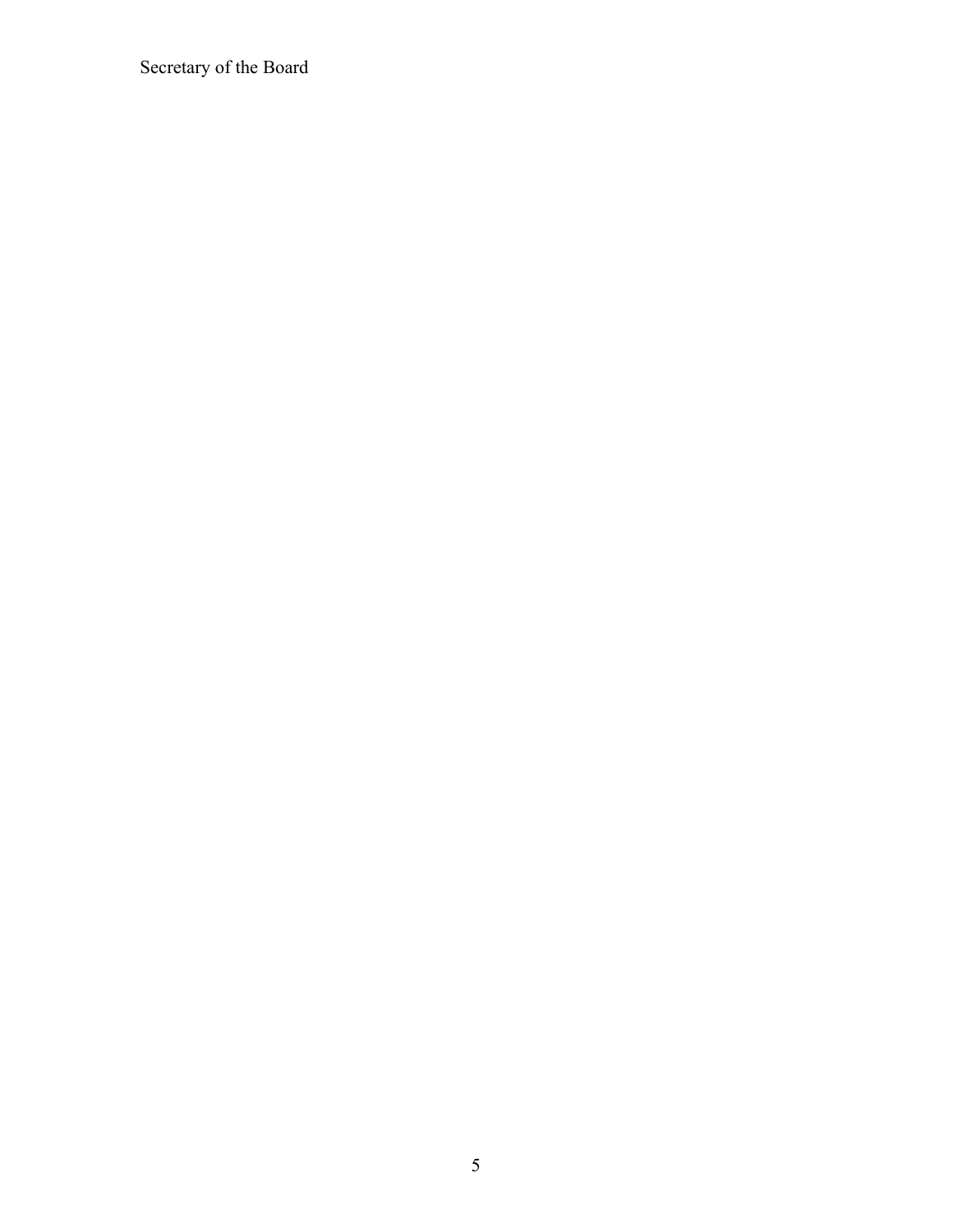Secretary of the Board